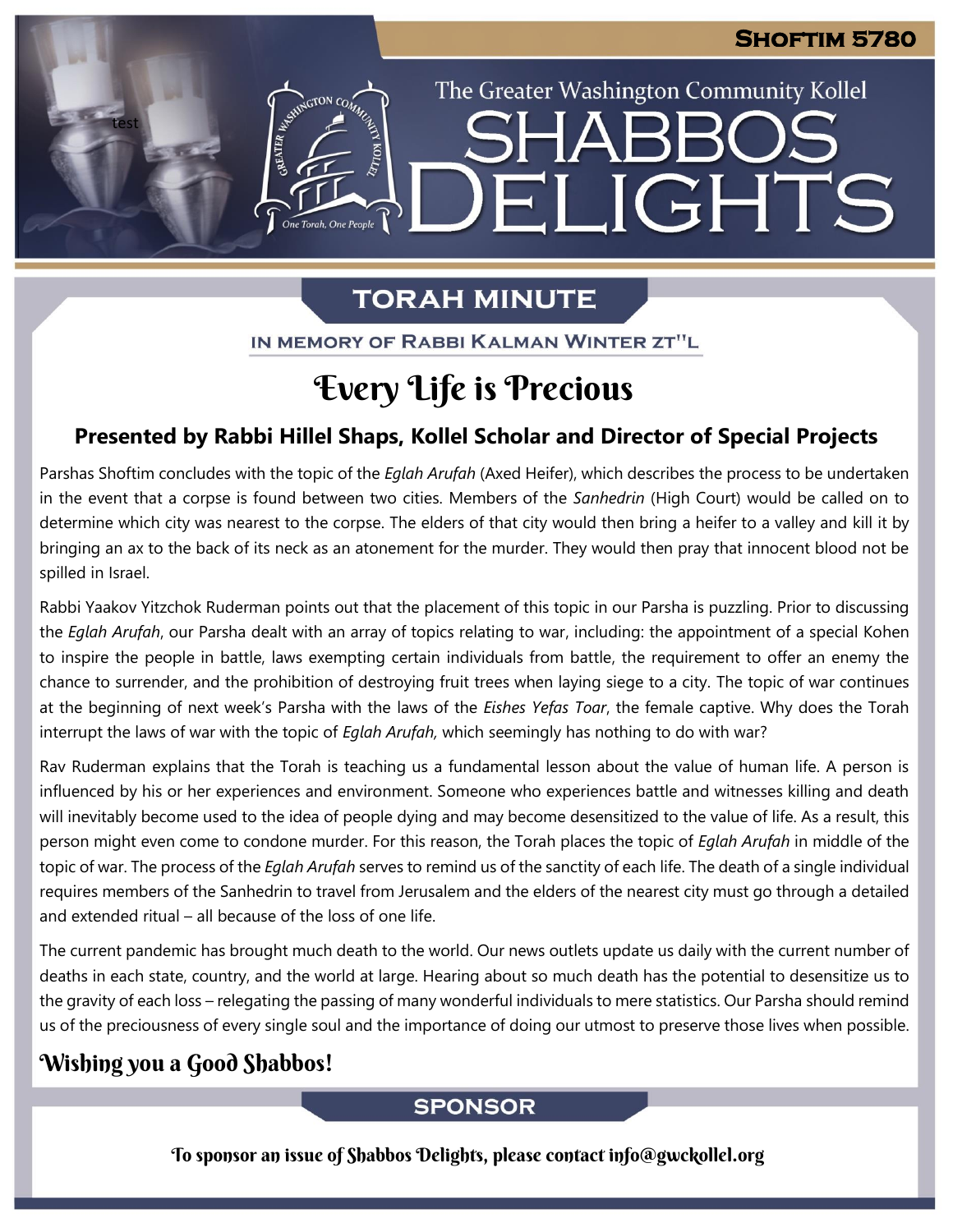# Shoftim 5780

The Greater Washington Community Kollel

# SHABBOS DELIGHTS

## TORAH MINUTE

IN MEMORY OF RABBI KALMAN WINTER ZT"L

# Every Life is Precious

### Presented by Rabbi Hillel Shaps, Kollel Scholar and Director of Special Projects

Parshas Shoftim concludes with the topic of the *Eglah Arufah* (Axed Heifer), which describes the process to be undertaken in the event that a corpse is found between two cities. Members of the *Sanhedrin* (High Court) would be called on to determine which city was nearest to the corpse. The elders of that city would then bring a heifer to a valley and kill it by bringing an ax to the back of its neck as an atonement for the murder. They would then pray that innocent blood not be spilled in Israel.

Rabbi Yaakov Yitzchok Ruderman points out that the placement of this topic in our Parsha is puzzling. Prior to discussing the *Eglah Arufah*, our Parsha dealt with an array of topics relating to war, including: the appointment of a special Kohen to inspire the people in battle, laws exempting certain individuals from battle, the requirement to offer an enemy the chance to surrender, and the prohibition of destroying fruit trees when laying siege to a city. The topic of war continues at the beginning of next week's Parsha with the laws of the *Eishes Yefas Toar*, the female captive. Why does the Torah interrupt the laws of war with the topic of *Eglah Arufah,* which seemingly has nothing to do with war?

Rav Ruderman explains that the Torah is teaching us a fundamental lesson about the value of human life. A person is influenced by his or her experiences and environment. Someone who experiences battle and witnesses killing and death will inevitably become used to the idea of people dying and may become desensitized to the value of life. As a result, this person might even come to condone murder. For this reason, the Torah places the topic of *Eglah Arufah* in middle of the topic of war. The process of the *Eglah Arufah* serves to remind us of the sanctity of each life. The death of a single individual requires members of the Sanhedrin to travel from Jerusalem and the elders of the nearest city must go through a detailed and extended ritual – all because of the loss of one life.

The current pandemic has brought much death to the world. Our news outlets update us daily with the current number of deaths in each state, country, and the world at large. Hearing about so much death has the potential to desensitize us to the gravity of each loss – relegating the passing of many wonderful individuals to mere statistics. Our Parsha should remind us of the preciousness of every single soul and the importance of doing our utmost to preserve those lives when possible.

**Wishing you a Good Shabbos!**

## SPONSOR

To sponsor an issue of Shabbos Delights, please contact info@gwckollel.org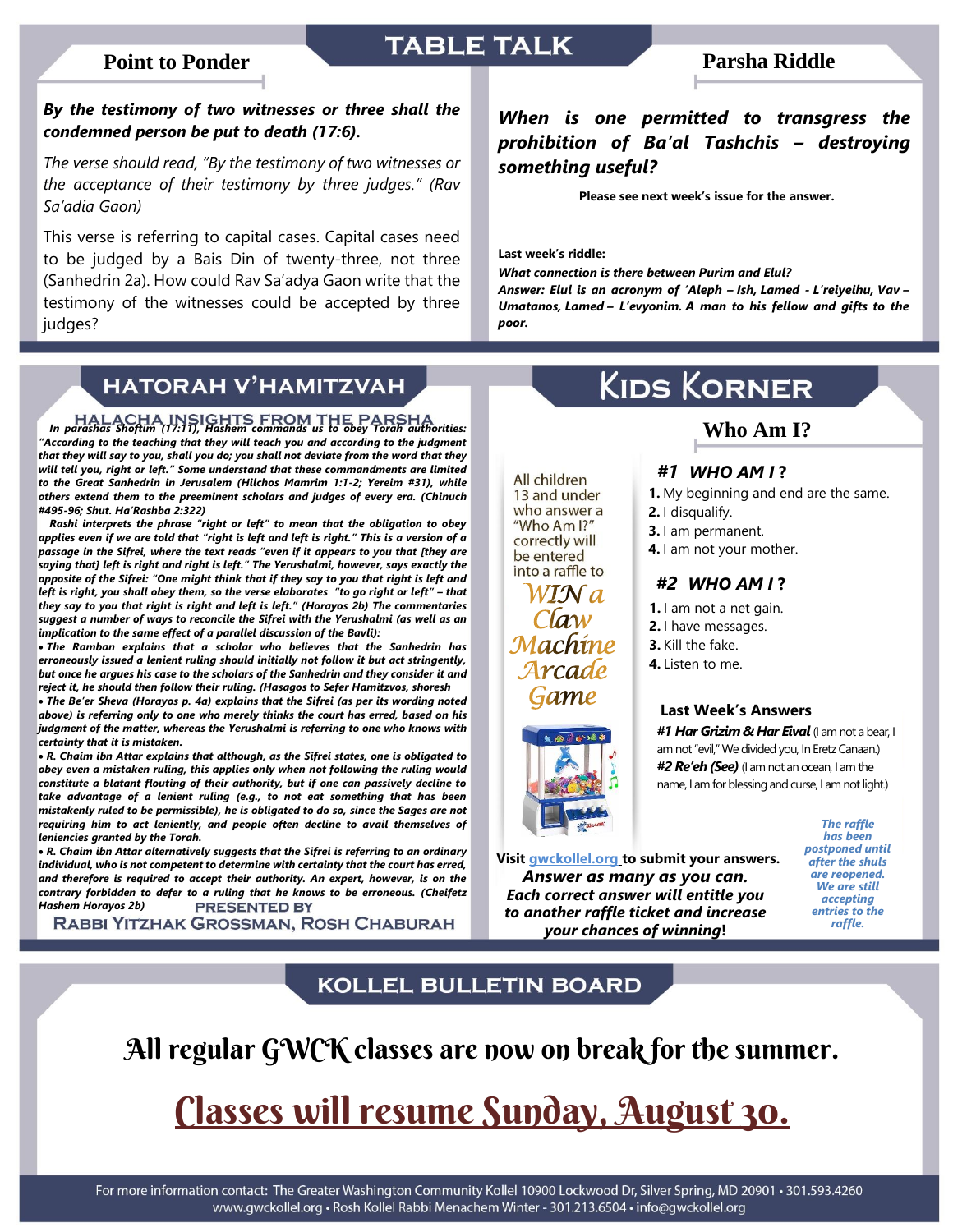# TABLE TALK

## Point to Ponder

***By the testimony of two witnesses or three shall the condemned person be put to death (17:6).***

*The verse should read, "By the testimony of two witnesses or the acceptance of their testimony by three judges." (Rav Sa'adia Gaon)*

This verse is referring to capital cases. Capital cases need to be judged by a Bais Din of twenty-three, not three (Sanhedrin 2a). How could Rav Sa'adya Gaon write that the testimony of the witnesses could be accepted by three judges?

## Parsha Riddle

***When is one permitted to transgress the prohibition of Ba'al Tashchis – destroying something useful?***

**Please see next week's issue for the answer.**

**Last week's riddle:**

***What connection is there between Purim and Elul?***

***Answer: Elul is an acronym of 'Aleph – Ish, Lamed - L'reiyeihu, Vav – Umatanos, Lamed – L'evyonim. A man to his fellow and gifts to the poor.***

# HATORAH V'HAMITZVAH

## HALACHA INSIGHTS FROM THE PARSHA

***In parashas Shoftim (17:11), Hashem commands us to obey Torah authorities: "According to the teaching that they will teach you and according to the judgment that they will say to you, shall you do; you shall not deviate from the word that they will tell you, right or left." Some understand that these commandments are limited to the Great Sanhedrin in Jerusalem (Hilchos Mamrim 1:1-2; Yereim #31), while others extend them to the preeminent scholars and judges of every era. (Chinuch #495-96; Shut. Ha'Rashba 2:322)***

***Rashi interprets the phrase "right or left" to mean that the obligation to obey applies even if we are told that "right is left and left is right." This is a version of a passage in the Sifrei, where the text reads "even if it appears to you that [they are saying that] left is right and right is left." The Yerushalmi, however, says exactly the opposite of the Sifrei: "One might think that if they say to you that right is left and left is right, you shall obey them, so the verse elaborates "to go right or left" – that they say to you that right is right and left is left." (Horayos 2b) The commentaries suggest a number of ways to reconcile the Sifrei with the Yerushalmi (as well as an implication to the same effect of a parallel discussion of the Bavli):***

- ***The Ramban explains that a scholar who believes that the Sanhedrin has erroneously issued a lenient ruling should initially not follow it but act stringently, but once he argues his case to the scholars of the Sanhedrin and they consider it and reject it, he should then follow their ruling. (Hasagos to Sefer Hamitzvos, shoresh***
- ***The Be'er Sheva (Horayos p. 4a) explains that the Sifrei (as per its wording noted above) is referring only to one who merely thinks the court has erred, based on his judgment of the matter, whereas the Yerushalmi is referring to one who knows with certainty that it is mistaken.***
- ***R. Chaim ibn Attar explains that although, as the Sifrei states, one is obligated to obey even a mistaken ruling, this applies only when not following the ruling would constitute a blatant flouting of their authority, but if one can passively decline to take advantage of a lenient ruling (e.g., to not eat something that has been mistakenly ruled to be permissible), he is obligated to do so, since the Sages are not requiring him to act leniently, and people often decline to avail themselves of leniencies granted by the Torah.***
- ***R. Chaim ibn Attar alternatively suggests that the Sifrei is referring to an ordinary individual, who is not competent to determine with certainty that the court has erred, and therefore is required to accept their authority. An expert, however, is on the contrary forbidden to defer to a ruling that he knows to be erroneous. (Cheifetz Hashem Horayos 2b)***

PRESENTED BY
RABBI YITZHAK GROSSMAN, ROSH CHABURAH

# KIDS KORNER

## Who Am I?

All children 13 and under who answer a "Who Am I?" correctly will be entered into a raffle to WIN a Claw Machine Arcade Game

### #1 WHO AM I ?

1. My beginning and end are the same.
2. I disqualify.
3. I am permanent.
4. I am not your mother.

### #2 WHO AM I ?

1. I am not a net gain.
2. I have messages.
3. Kill the fake.
4. Listen to me.

### Last Week's Answers

***#1 Har Grizim & Har Eival*** (I am not a bear, I am not "evil," We divided you, In Eretz Canaan.)
***#2 Re'eh (See)*** (I am not an ocean, I am the name, I am for blessing and curse, I am not light.)

**Visit gwckollel.org to submit your answers.**
***Answer as many as you can.***
***Each correct answer will entitle you to another raffle ticket and increase your chances of winning!***

*The raffle has been postponed until after the shuls are reopened. We are still accepting entries to the raffle.*

# KOLLEL BULLETIN BOARD

**All regular GWCK classes are now on break for the summer.**

**Classes will resume Sunday, August 30.**

For more information contact: The Greater Washington Community Kollel 10900 Lockwood Dr, Silver Spring, MD 20901 • 301.593.4260
www.gwckollel.org • Rosh Kollel Rabbi Menachem Winter - 301.213.6504 • info@gwckollel.org